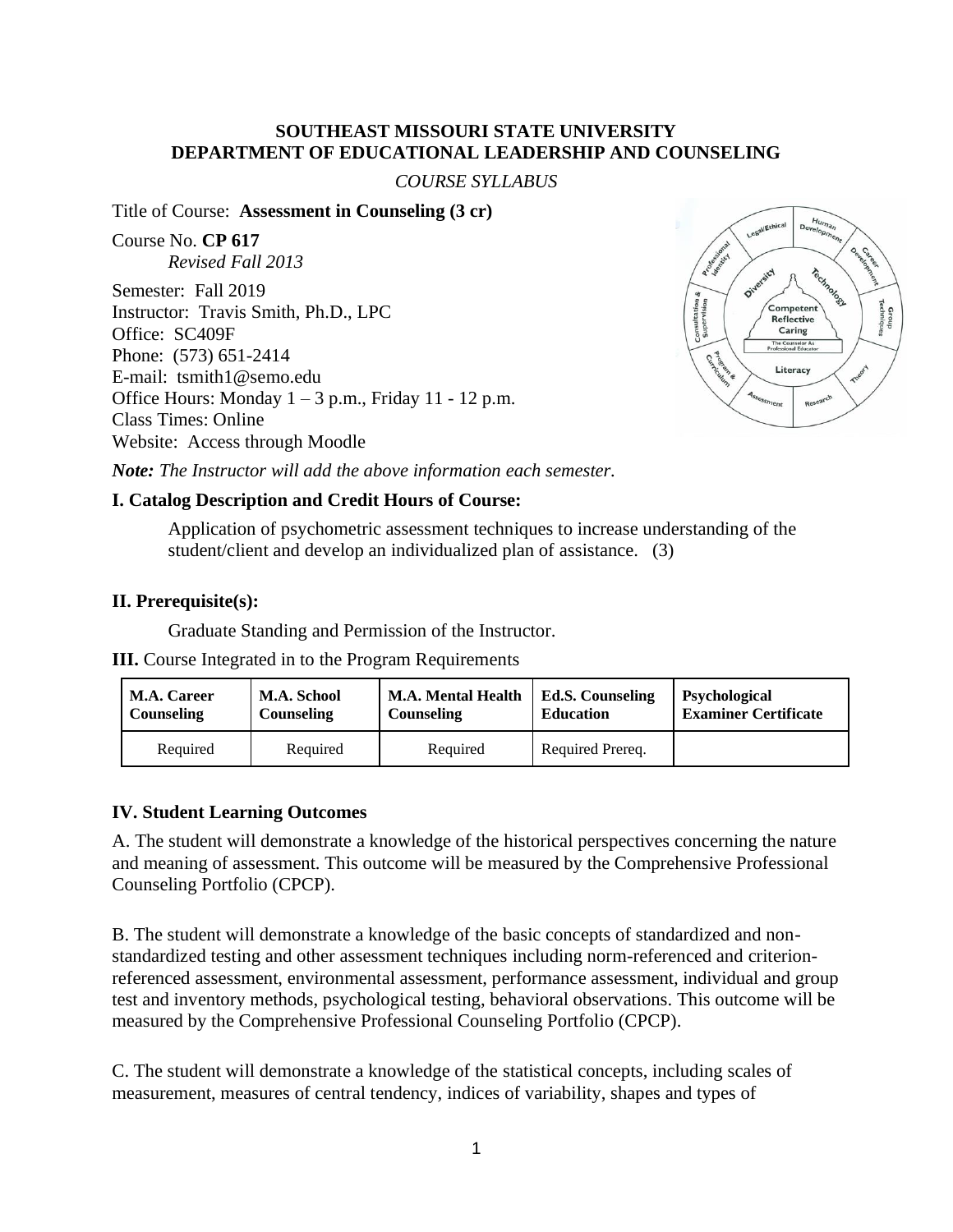**SOUTHEAST MISSOURI STATE UNIVERSITY**
**DEPARTMENT OF EDUCATIONAL LEADERSHIP AND COUNSELING**

*COURSE SYLLABUS*

Title of Course: **Assessment in Counseling (3 cr)**

Course No. **CP 617**
*Revised Fall 2013*

Semester: Fall 2019
Instructor: Travis Smith, Ph.D., LPC
Office: SC409F
Phone: (573) 651-2414
E-mail: tsmith1@semo.edu
Office Hours: Monday 1 – 3 p.m., Friday 11 - 12 p.m.
Class Times: Online
Website: Access through Moodle

***Note:** The Instructor will add the above information each semester.*

### I. Catalog Description and Credit Hours of Course:

Application of psychometric assessment techniques to increase understanding of the student/client and develop an individualized plan of assistance. (3)

### II. Prerequisite(s):

Graduate Standing and Permission of the Instructor.

**III.** Course Integrated in to the Program Requirements

| M.A. Career Counseling | M.A. School Counseling | M.A. Mental Health Counseling | Ed.S. Counseling Education | Psychological Examiner Certificate |
|---|---|---|---|---|
| Required | Required | Required | Required Prereq. | |

### IV. Student Learning Outcomes

A. The student will demonstrate a knowledge of the historical perspectives concerning the nature and meaning of assessment. This outcome will be measured by the Comprehensive Professional Counseling Portfolio (CPCP).

B. The student will demonstrate a knowledge of the basic concepts of standardized and non-standardized testing and other assessment techniques including norm-referenced and criterion-referenced assessment, environmental assessment, performance assessment, individual and group test and inventory methods, psychological testing, behavioral observations. This outcome will be measured by the Comprehensive Professional Counseling Portfolio (CPCP).

C. The student will demonstrate a knowledge of the statistical concepts, including scales of measurement, measures of central tendency, indices of variability, shapes and types of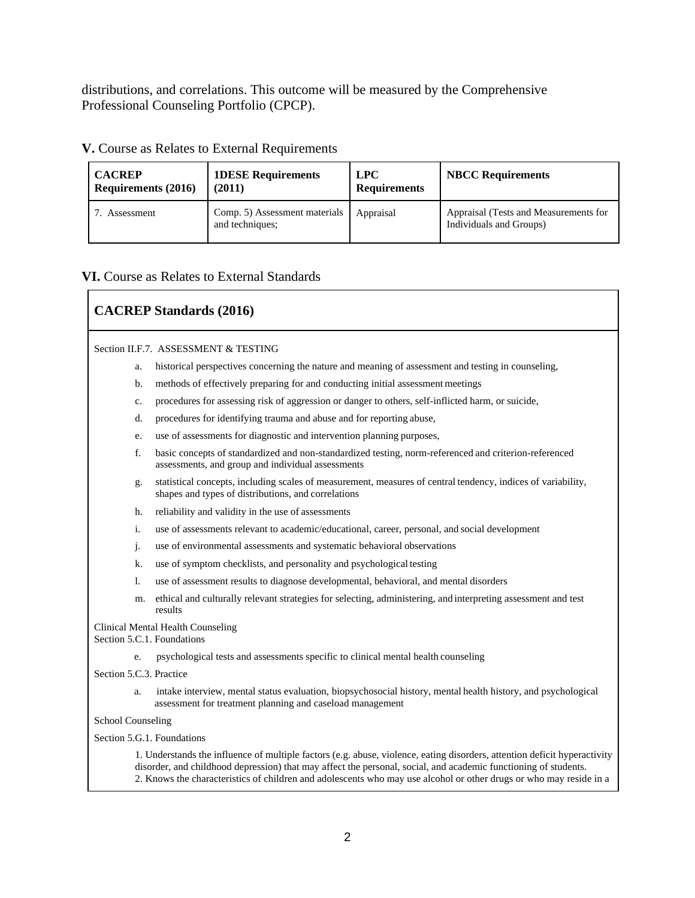distributions, and correlations. This outcome will be measured by the Comprehensive Professional Counseling Portfolio (CPCP).

**V.** Course as Relates to External Requirements

| CACREP Requirements (2016) | 1DESE Requirements (2011) | LPC Requirements | NBCC Requirements |
|---|---|---|---|
| 7. Assessment | Comp. 5) Assessment materials and techniques; | Appraisal | Appraisal (Tests and Measurements for Individuals and Groups) |

**VI.** Course as Relates to External Standards

## CACREP Standards (2016)

Section II.F.7. ASSESSMENT & TESTING

- a. historical perspectives concerning the nature and meaning of assessment and testing in counseling,
- b. methods of effectively preparing for and conducting initial assessment meetings
- c. procedures for assessing risk of aggression or danger to others, self-inflicted harm, or suicide,
- d. procedures for identifying trauma and abuse and for reporting abuse,
- e. use of assessments for diagnostic and intervention planning purposes,
- f. basic concepts of standardized and non-standardized testing, norm-referenced and criterion-referenced assessments, and group and individual assessments
- g. statistical concepts, including scales of measurement, measures of central tendency, indices of variability, shapes and types of distributions, and correlations
- h. reliability and validity in the use of assessments
- i. use of assessments relevant to academic/educational, career, personal, and social development
- j. use of environmental assessments and systematic behavioral observations
- k. use of symptom checklists, and personality and psychological testing
- l. use of assessment results to diagnose developmental, behavioral, and mental disorders
- m. ethical and culturally relevant strategies for selecting, administering, and interpreting assessment and test results

Clinical Mental Health Counseling
Section 5.C.1. Foundations

- e. psychological tests and assessments specific to clinical mental health counseling

Section 5.C.3. Practice

- a. intake interview, mental status evaluation, biopsychosocial history, mental health history, and psychological assessment for treatment planning and caseload management

School Counseling

Section 5.G.1. Foundations

1. Understands the influence of multiple factors (e.g. abuse, violence, eating disorders, attention deficit hyperactivity disorder, and childhood depression) that may affect the personal, social, and academic functioning of students.
2. Knows the characteristics of children and adolescents who may use alcohol or other drugs or who may reside in a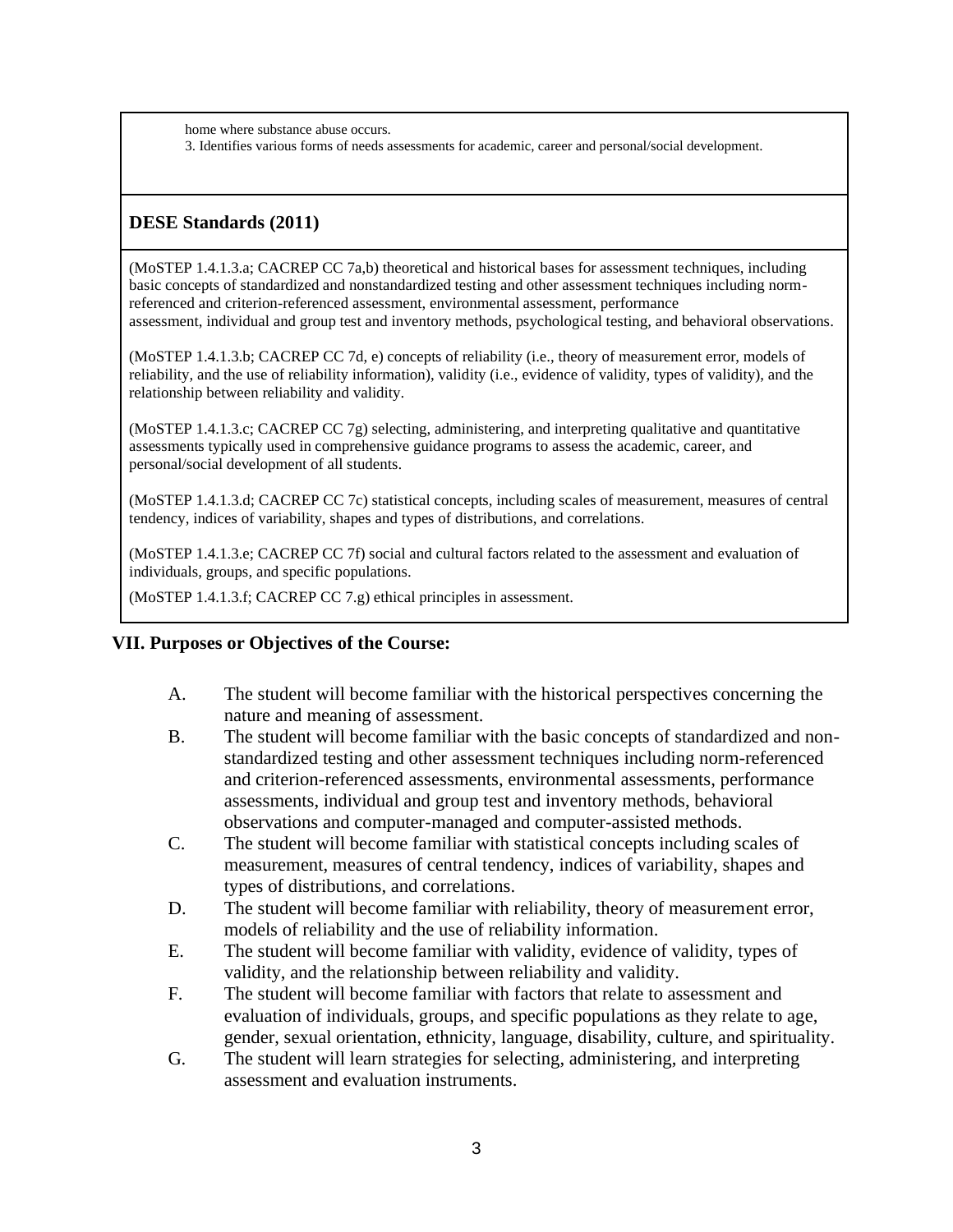home where substance abuse occurs.

3. Identifies various forms of needs assessments for academic, career and personal/social development.

**DESE Standards (2011)**

(MoSTEP 1.4.1.3.a; CACREP CC 7a,b) theoretical and historical bases for assessment techniques, including basic concepts of standardized and nonstandardized testing and other assessment techniques including norm-referenced and criterion-referenced assessment, environmental assessment, performance assessment, individual and group test and inventory methods, psychological testing, and behavioral observations.

(MoSTEP 1.4.1.3.b; CACREP CC 7d, e) concepts of reliability (i.e., theory of measurement error, models of reliability, and the use of reliability information), validity (i.e., evidence of validity, types of validity), and the relationship between reliability and validity.

(MoSTEP 1.4.1.3.c; CACREP CC 7g) selecting, administering, and interpreting qualitative and quantitative assessments typically used in comprehensive guidance programs to assess the academic, career, and personal/social development of all students.

(MoSTEP 1.4.1.3.d; CACREP CC 7c) statistical concepts, including scales of measurement, measures of central tendency, indices of variability, shapes and types of distributions, and correlations.

(MoSTEP 1.4.1.3.e; CACREP CC 7f) social and cultural factors related to the assessment and evaluation of individuals, groups, and specific populations.

(MoSTEP 1.4.1.3.f; CACREP CC 7.g) ethical principles in assessment.

## VII. Purposes or Objectives of the Course:

A. The student will become familiar with the historical perspectives concerning the nature and meaning of assessment.

B. The student will become familiar with the basic concepts of standardized and non-standardized testing and other assessment techniques including norm-referenced and criterion-referenced assessments, environmental assessments, performance assessments, individual and group test and inventory methods, behavioral observations and computer-managed and computer-assisted methods.

C. The student will become familiar with statistical concepts including scales of measurement, measures of central tendency, indices of variability, shapes and types of distributions, and correlations.

D. The student will become familiar with reliability, theory of measurement error, models of reliability and the use of reliability information.

E. The student will become familiar with validity, evidence of validity, types of validity, and the relationship between reliability and validity.

F. The student will become familiar with factors that relate to assessment and evaluation of individuals, groups, and specific populations as they relate to age, gender, sexual orientation, ethnicity, language, disability, culture, and spirituality.

G. The student will learn strategies for selecting, administering, and interpreting assessment and evaluation instruments.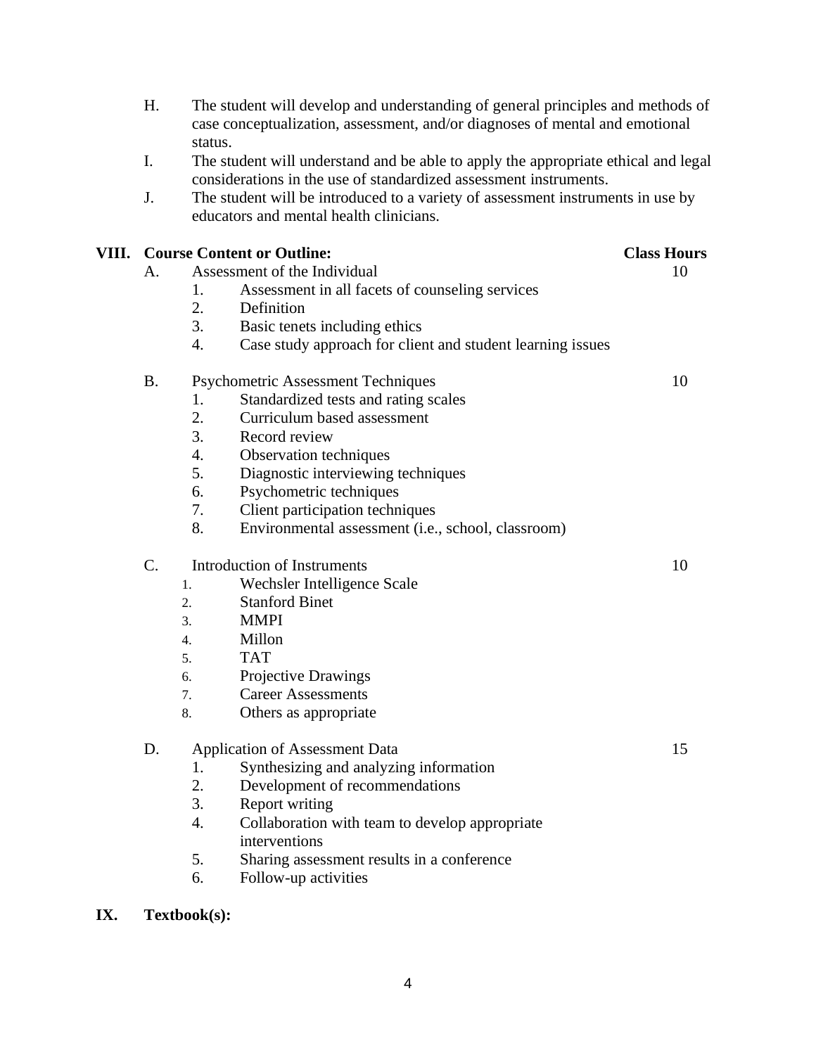H. The student will develop and understanding of general principles and methods of case conceptualization, assessment, and/or diagnoses of mental and emotional status.

I. The student will understand and be able to apply the appropriate ethical and legal considerations in the use of standardized assessment instruments.

J. The student will be introduced to a variety of assessment instruments in use by educators and mental health clinicians.

## VIII. Course Content or Outline:

| | Course Content | Class Hours |
|---|---|---|
| A. | Assessment of the Individual | 10 |
| | 1. Assessment in all facets of counseling services | |
| | 2. Definition | |
| | 3. Basic tenets including ethics | |
| | 4. Case study approach for client and student learning issues | |
| B. | Psychometric Assessment Techniques | 10 |
| | 1. Standardized tests and rating scales | |
| | 2. Curriculum based assessment | |
| | 3. Record review | |
| | 4. Observation techniques | |
| | 5. Diagnostic interviewing techniques | |
| | 6. Psychometric techniques | |
| | 7. Client participation techniques | |
| | 8. Environmental assessment (i.e., school, classroom) | |
| C. | Introduction of Instruments | 10 |
| | 1. Wechsler Intelligence Scale | |
| | 2. Stanford Binet | |
| | 3. MMPI | |
| | 4. Millon | |
| | 5. TAT | |
| | 6. Projective Drawings | |
| | 7. Career Assessments | |
| | 8. Others as appropriate | |
| D. | Application of Assessment Data | 15 |
| | 1. Synthesizing and analyzing information | |
| | 2. Development of recommendations | |
| | 3. Report writing | |
| | 4. Collaboration with team to develop appropriate interventions | |
| | 5. Sharing assessment results in a conference | |
| | 6. Follow-up activities | |

## IX. Textbook(s):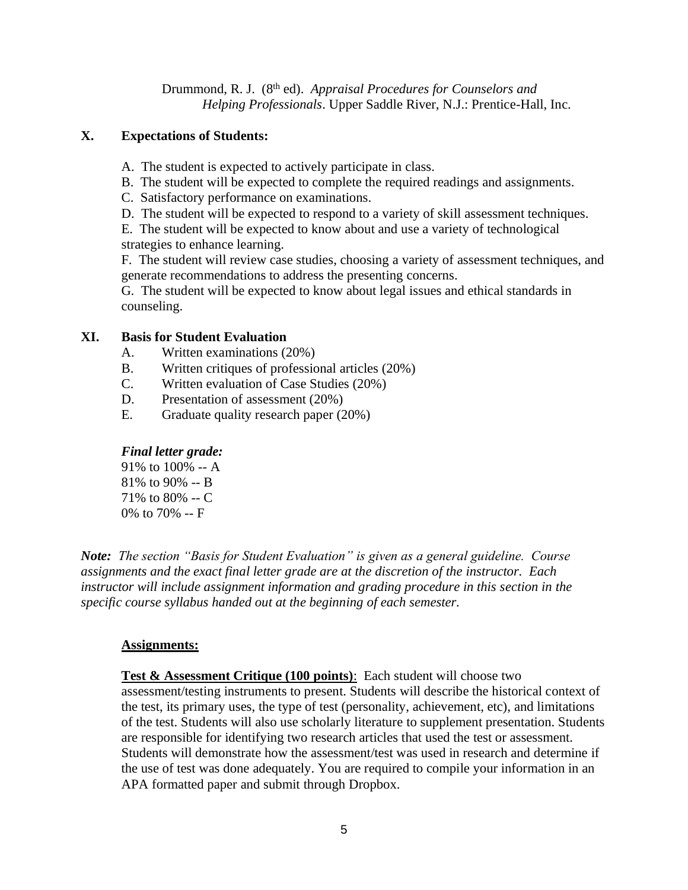Drummond, R. J. (8th ed). *Appraisal Procedures for Counselors and Helping Professionals*. Upper Saddle River, N.J.: Prentice-Hall, Inc.

## X. Expectations of Students:

A. The student is expected to actively participate in class.

B. The student will be expected to complete the required readings and assignments.

C. Satisfactory performance on examinations.

D. The student will be expected to respond to a variety of skill assessment techniques.

E. The student will be expected to know about and use a variety of technological strategies to enhance learning.

F. The student will review case studies, choosing a variety of assessment techniques, and generate recommendations to address the presenting concerns.

G. The student will be expected to know about legal issues and ethical standards in counseling.

## XI. Basis for Student Evaluation

A. Written examinations (20%)

B. Written critiques of professional articles (20%)

C. Written evaluation of Case Studies (20%)

D. Presentation of assessment (20%)

E. Graduate quality research paper (20%)

***Final letter grade:***

91% to 100% -- A
81% to 90% -- B
71% to 80% -- C
0% to 70% -- F

***Note:*** *The section "Basis for Student Evaluation" is given as a general guideline. Course assignments and the exact final letter grade are at the discretion of the instructor. Each instructor will include assignment information and grading procedure in this section in the specific course syllabus handed out at the beginning of each semester.*

### Assignments:

**Test & Assessment Critique (100 points)**: Each student will choose two assessment/testing instruments to present. Students will describe the historical context of the test, its primary uses, the type of test (personality, achievement, etc), and limitations of the test. Students will also use scholarly literature to supplement presentation. Students are responsible for identifying two research articles that used the test or assessment. Students will demonstrate how the assessment/test was used in research and determine if the use of test was done adequately. You are required to compile your information in an APA formatted paper and submit through Dropbox.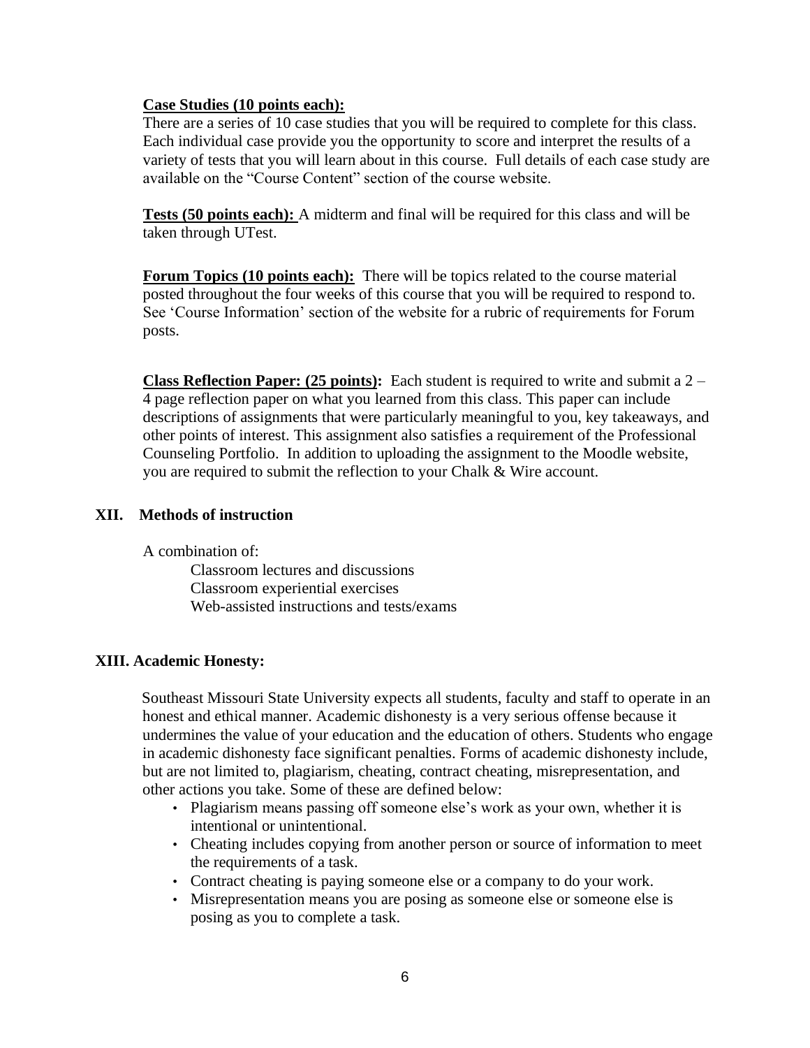**Case Studies (10 points each):**
There are a series of 10 case studies that you will be required to complete for this class. Each individual case provide you the opportunity to score and interpret the results of a variety of tests that you will learn about in this course. Full details of each case study are available on the "Course Content" section of the course website.

**Tests (50 points each):** A midterm and final will be required for this class and will be taken through UTest.

**Forum Topics (10 points each):** There will be topics related to the course material posted throughout the four weeks of this course that you will be required to respond to. See 'Course Information' section of the website for a rubric of requirements for Forum posts.

**Class Reflection Paper: (25 points):** Each student is required to write and submit a 2 – 4 page reflection paper on what you learned from this class. This paper can include descriptions of assignments that were particularly meaningful to you, key takeaways, and other points of interest. This assignment also satisfies a requirement of the Professional Counseling Portfolio. In addition to uploading the assignment to the Moodle website, you are required to submit the reflection to your Chalk & Wire account.

## XII. Methods of instruction

A combination of:

- Classroom lectures and discussions
- Classroom experiential exercises
- Web-assisted instructions and tests/exams

## XIII. Academic Honesty:

Southeast Missouri State University expects all students, faculty and staff to operate in an honest and ethical manner. Academic dishonesty is a very serious offense because it undermines the value of your education and the education of others. Students who engage in academic dishonesty face significant penalties. Forms of academic dishonesty include, but are not limited to, plagiarism, cheating, contract cheating, misrepresentation, and other actions you take. Some of these are defined below:

- Plagiarism means passing off someone else's work as your own, whether it is intentional or unintentional.
- Cheating includes copying from another person or source of information to meet the requirements of a task.
- Contract cheating is paying someone else or a company to do your work.
- Misrepresentation means you are posing as someone else or someone else is posing as you to complete a task.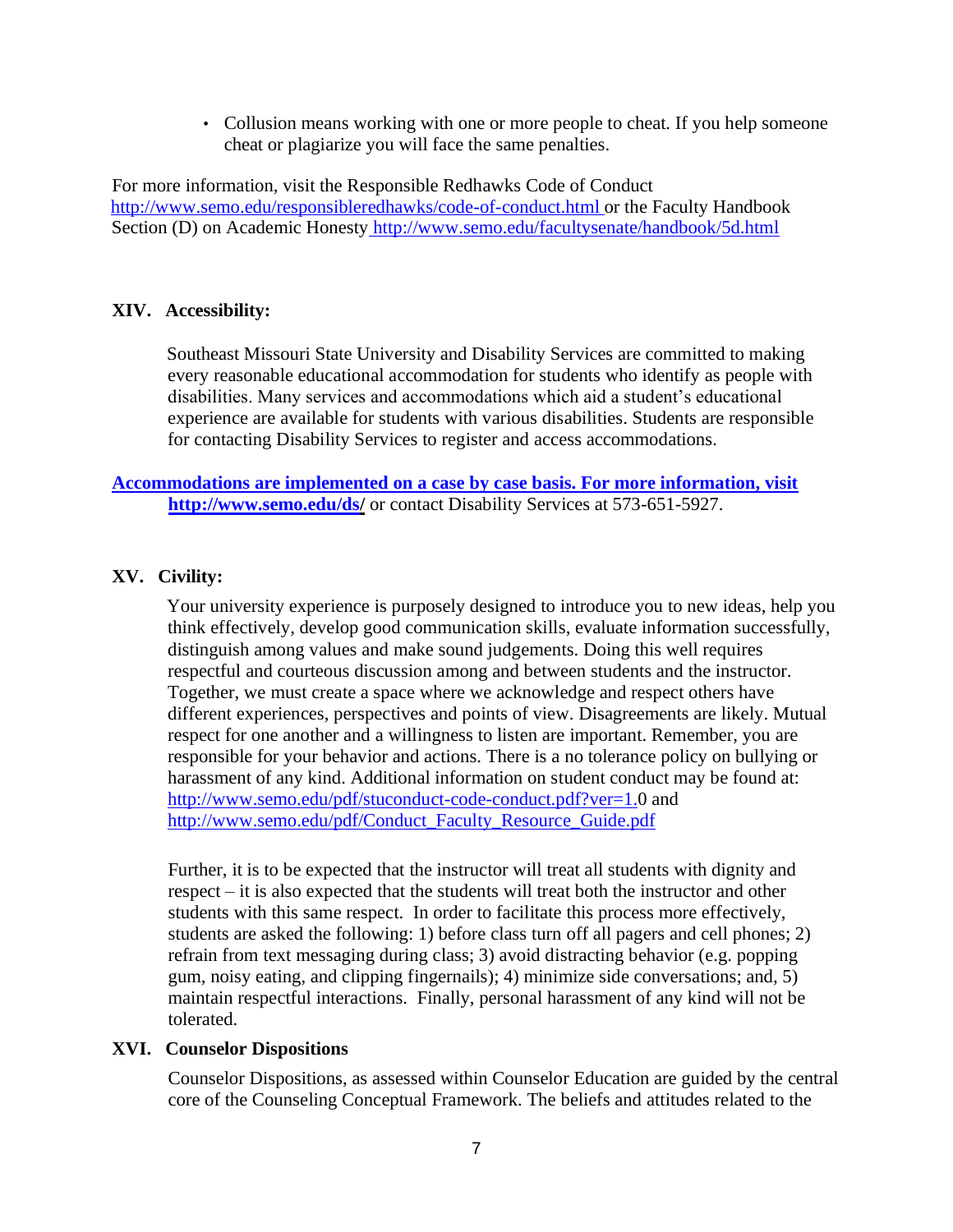- Collusion means working with one or more people to cheat. If you help someone cheat or plagiarize you will face the same penalties.

For more information, visit the Responsible Redhawks Code of Conduct http://www.semo.edu/responsibleredhawks/code-of-conduct.html or the Faculty Handbook Section (D) on Academic Honesty http://www.semo.edu/facultysenate/handbook/5d.html

## XIV. Accessibility:

Southeast Missouri State University and Disability Services are committed to making every reasonable educational accommodation for students who identify as people with disabilities. Many services and accommodations which aid a student's educational experience are available for students with various disabilities. Students are responsible for contacting Disability Services to register and access accommodations.

**Accommodations are implemented on a case by case basis. For more information, visit http://www.semo.edu/ds/** or contact Disability Services at 573-651-5927.

## XV. Civility:

Your university experience is purposely designed to introduce you to new ideas, help you think effectively, develop good communication skills, evaluate information successfully, distinguish among values and make sound judgements. Doing this well requires respectful and courteous discussion among and between students and the instructor. Together, we must create a space where we acknowledge and respect others have different experiences, perspectives and points of view. Disagreements are likely. Mutual respect for one another and a willingness to listen are important. Remember, you are responsible for your behavior and actions. There is a no tolerance policy on bullying or harassment of any kind. Additional information on student conduct may be found at: http://www.semo.edu/pdf/stuconduct-code-conduct.pdf?ver=1.0 and http://www.semo.edu/pdf/Conduct_Faculty_Resource_Guide.pdf

Further, it is to be expected that the instructor will treat all students with dignity and respect – it is also expected that the students will treat both the instructor and other students with this same respect. In order to facilitate this process more effectively, students are asked the following: 1) before class turn off all pagers and cell phones; 2) refrain from text messaging during class; 3) avoid distracting behavior (e.g. popping gum, noisy eating, and clipping fingernails); 4) minimize side conversations; and, 5) maintain respectful interactions. Finally, personal harassment of any kind will not be tolerated.

## XVI. Counselor Dispositions

Counselor Dispositions, as assessed within Counselor Education are guided by the central core of the Counseling Conceptual Framework. The beliefs and attitudes related to the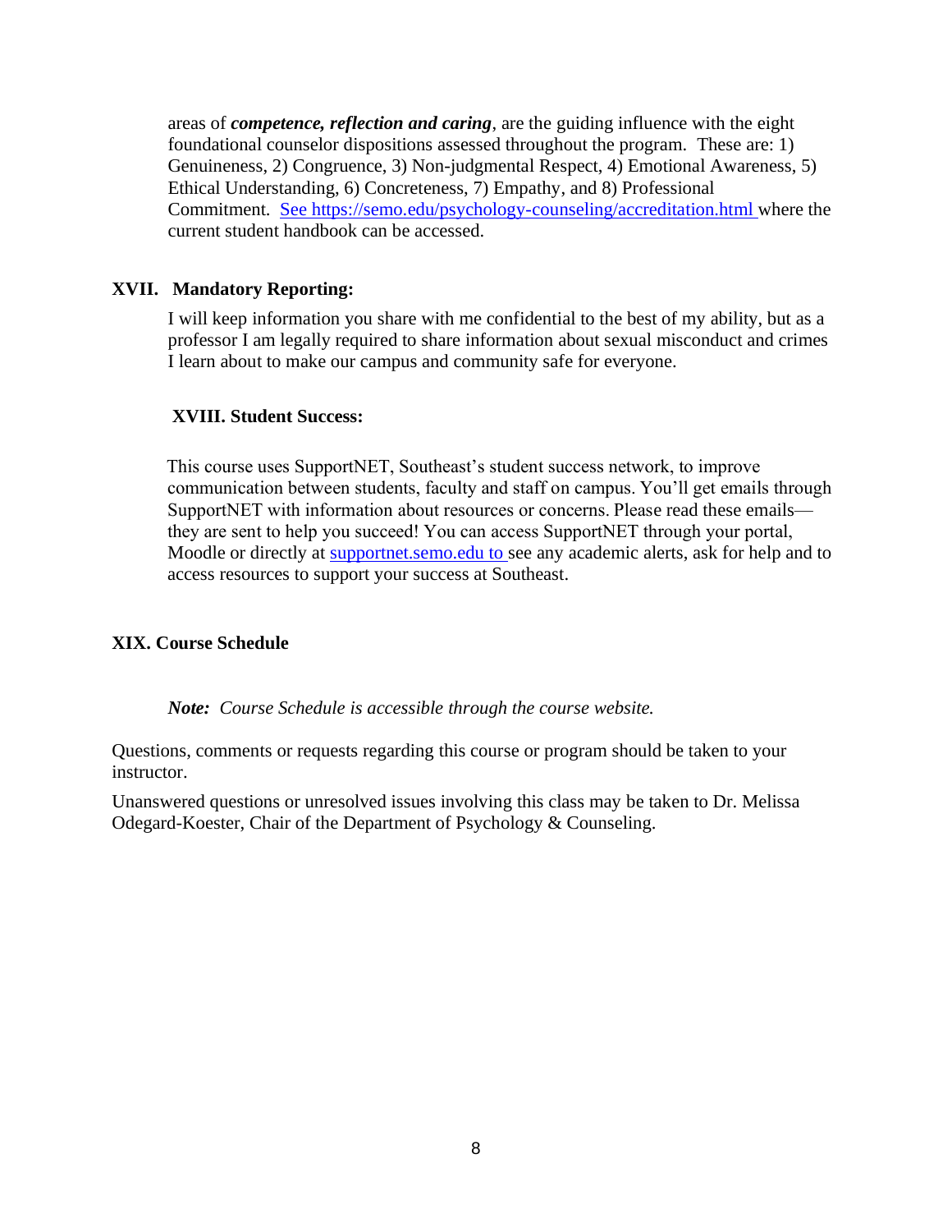areas of ***competence, reflection and caring***, are the guiding influence with the eight foundational counselor dispositions assessed throughout the program. These are: 1) Genuineness, 2) Congruence, 3) Non-judgmental Respect, 4) Emotional Awareness, 5) Ethical Understanding, 6) Concreteness, 7) Empathy, and 8) Professional Commitment. [See https://semo.edu/psychology-counseling/accreditation.html](https://semo.edu/psychology-counseling/accreditation.html) where the current student handbook can be accessed.

## XVII. Mandatory Reporting:

I will keep information you share with me confidential to the best of my ability, but as a professor I am legally required to share information about sexual misconduct and crimes I learn about to make our campus and community safe for everyone.

## XVIII. Student Success:

This course uses SupportNET, Southeast's student success network, to improve communication between students, faculty and staff on campus. You'll get emails through SupportNET with information about resources or concerns. Please read these emails—they are sent to help you succeed! You can access SupportNET through your portal, Moodle or directly at [supportnet.semo.edu](https://supportnet.semo.edu) to see any academic alerts, ask for help and to access resources to support your success at Southeast.

## XIX. Course Schedule

***Note:*** *Course Schedule is accessible through the course website.*

Questions, comments or requests regarding this course or program should be taken to your instructor.

Unanswered questions or unresolved issues involving this class may be taken to Dr. Melissa Odegard-Koester, Chair of the Department of Psychology & Counseling.